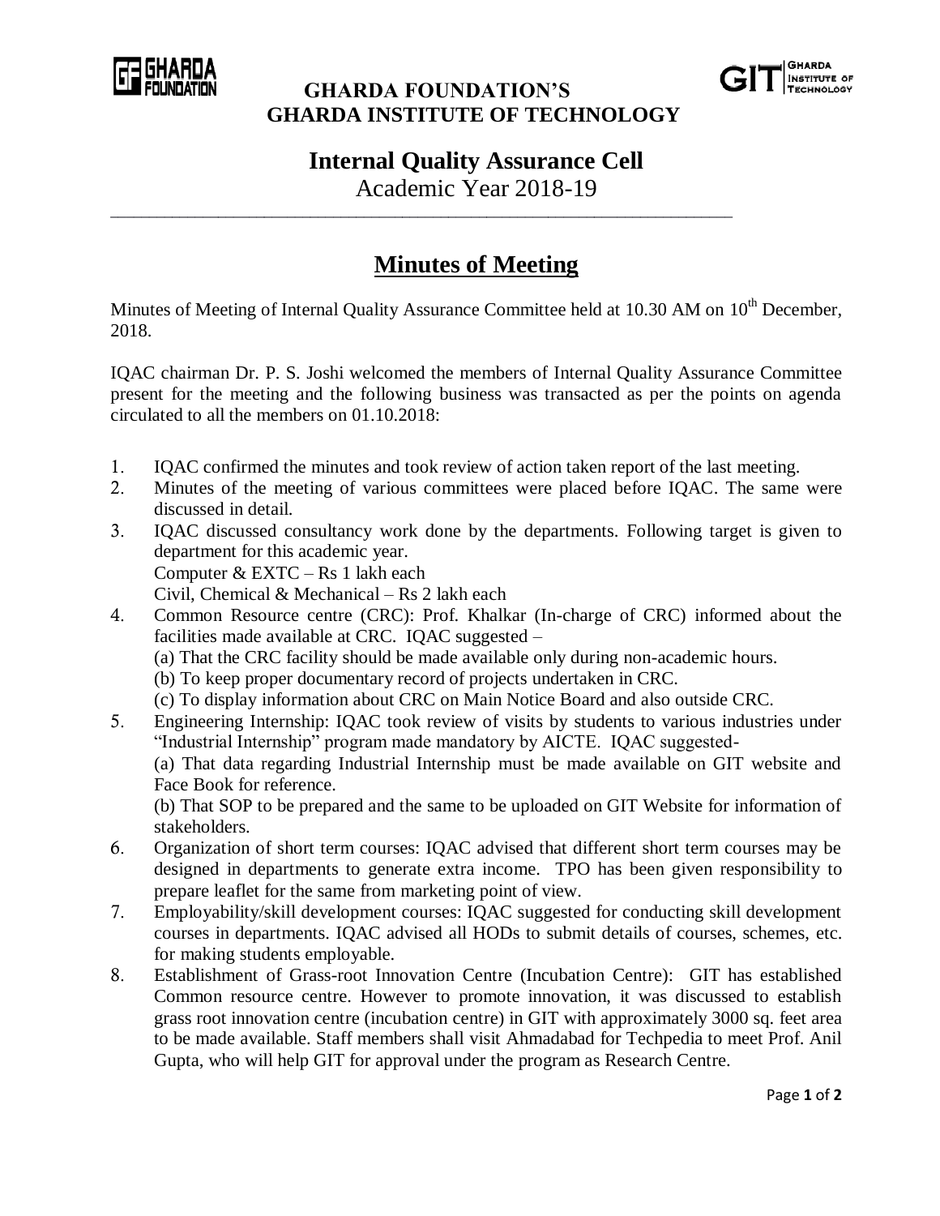**GHARDA FOUNDATION'S**
**GHARDA INSTITUTE OF TECHNOLOGY**

# Internal Quality Assurance Cell

Academic Year 2018-19

---

## Minutes of Meeting

Minutes of Meeting of Internal Quality Assurance Committee held at 10.30 AM on 10th December, 2018.

IQAC chairman Dr. P. S. Joshi welcomed the members of Internal Quality Assurance Committee present for the meeting and the following business was transacted as per the points on agenda circulated to all the members on 01.10.2018:

1. IQAC confirmed the minutes and took review of action taken report of the last meeting.
2. Minutes of the meeting of various committees were placed before IQAC. The same were discussed in detail.
3. IQAC discussed consultancy work done by the departments. Following target is given to department for this academic year.
   Computer & EXTC – Rs 1 lakh each
   Civil, Chemical & Mechanical – Rs 2 lakh each
4. Common Resource centre (CRC): Prof. Khalkar (In-charge of CRC) informed about the facilities made available at CRC. IQAC suggested –
   (a) That the CRC facility should be made available only during non-academic hours.
   (b) To keep proper documentary record of projects undertaken in CRC.
   (c) To display information about CRC on Main Notice Board and also outside CRC.
5. Engineering Internship: IQAC took review of visits by students to various industries under "Industrial Internship" program made mandatory by AICTE. IQAC suggested-
   (a) That data regarding Industrial Internship must be made available on GIT website and Face Book for reference.
   (b) That SOP to be prepared and the same to be uploaded on GIT Website for information of stakeholders.
6. Organization of short term courses: IQAC advised that different short term courses may be designed in departments to generate extra income. TPO has been given responsibility to prepare leaflet for the same from marketing point of view.
7. Employability/skill development courses: IQAC suggested for conducting skill development courses in departments. IQAC advised all HODs to submit details of courses, schemes, etc. for making students employable.
8. Establishment of Grass-root Innovation Centre (Incubation Centre): GIT has established Common resource centre. However to promote innovation, it was discussed to establish grass root innovation centre (incubation centre) in GIT with approximately 3000 sq. feet area to be made available. Staff members shall visit Ahmadabad for Techpedia to meet Prof. Anil Gupta, who will help GIT for approval under the program as Research Centre.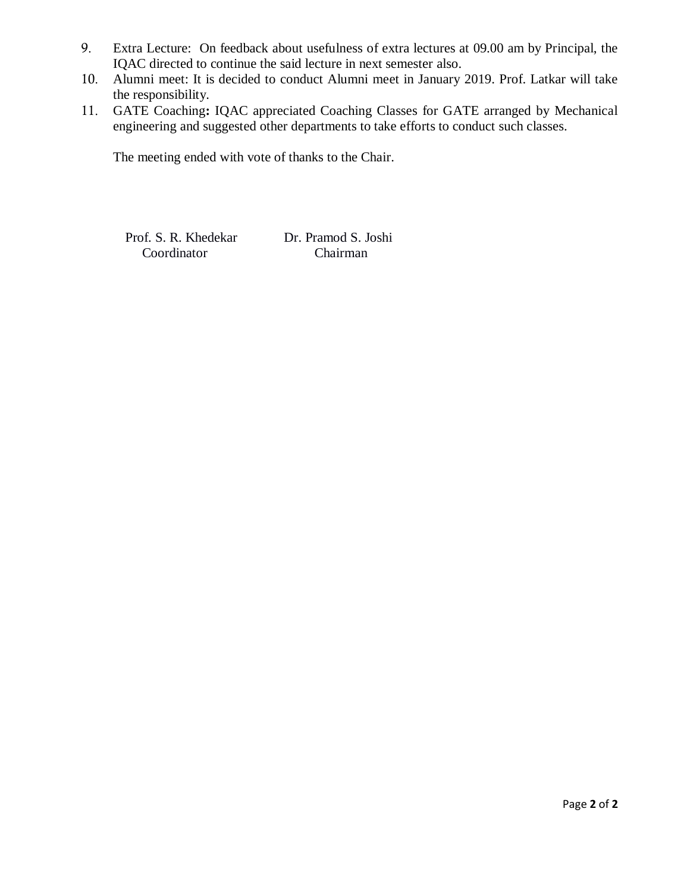9. Extra Lecture: On feedback about usefulness of extra lectures at 09.00 am by Principal, the IQAC directed to continue the said lecture in next semester also.
10. Alumni meet: It is decided to conduct Alumni meet in January 2019. Prof. Latkar will take the responsibility.
11. GATE Coaching**:** IQAC appreciated Coaching Classes for GATE arranged by Mechanical engineering and suggested other departments to take efforts to conduct such classes.

The meeting ended with vote of thanks to the Chair.

Prof. S. R. Khedekar
Coordinator

Dr. Pramod S. Joshi
Chairman